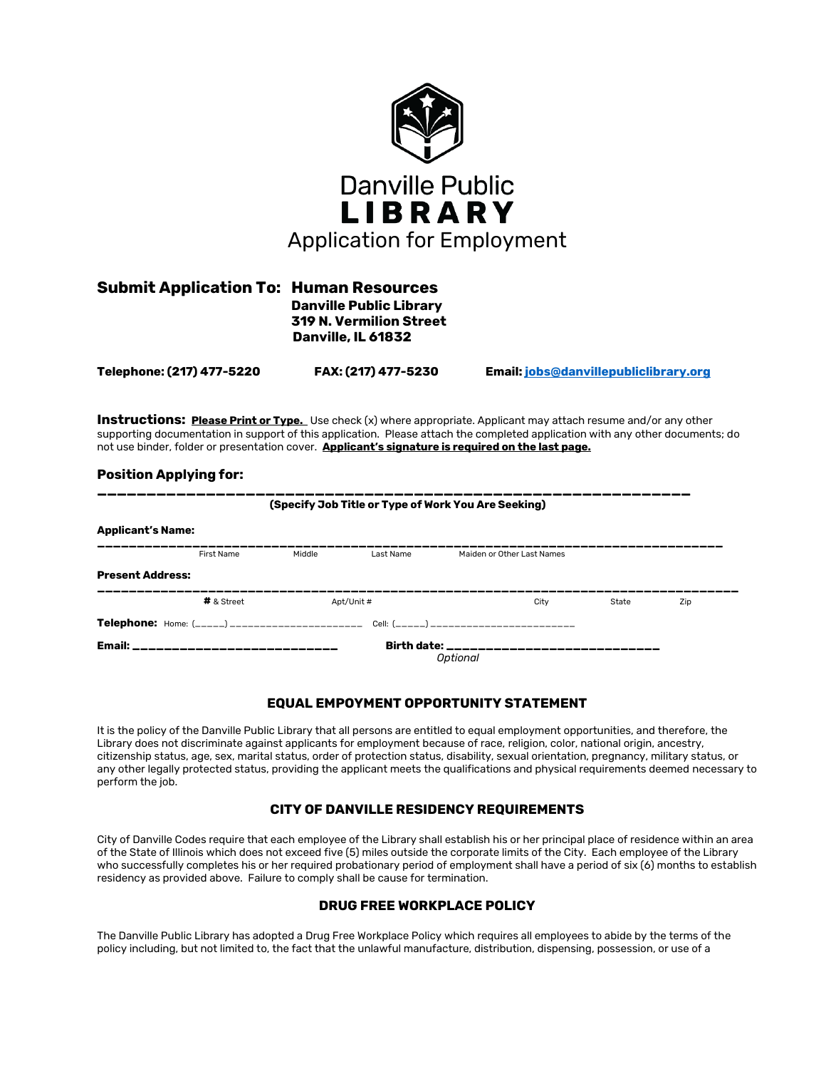# Danville Public LIBRARY

## Application for Employment

**Submit Application To: Human Resources**
**Danville Public Library**
**319 N. Vermilion Street**
**Danville, IL 61832**

**Telephone: (217) 477-5220** **FAX: (217) 477-5230** **Email: jobs@danvillepubliclibrary.org**

**Instructions:** **Please Print or Type.** Use check (x) where appropriate. Applicant may attach resume and/or any other supporting documentation in support of this application. Please attach the completed application with any other documents; do not use binder, folder or presentation cover. **Applicant's signature is required on the last page.**

### Position Applying for:

______________________________________________________________
**(Specify Job Title or Type of Work You Are Seeking)**

**Applicant's Name:**

______________________________________________________________
First Name | Middle | Last Name | Maiden or Other Last Names

**Present Address:**

______________________________________________________________
**#** & Street | Apt/Unit # | City | State | Zip

**Telephone:** Home: (_____) ____________________ Cell: (_____) ______________________

**Email:** ___________________________ **Birth date:** ___________________________
*Optional*

### EQUAL EMPOYMENT OPPORTUNITY STATEMENT

It is the policy of the Danville Public Library that all persons are entitled to equal employment opportunities, and therefore, the Library does not discriminate against applicants for employment because of race, religion, color, national origin, ancestry, citizenship status, age, sex, marital status, order of protection status, disability, sexual orientation, pregnancy, military status, or any other legally protected status, providing the applicant meets the qualifications and physical requirements deemed necessary to perform the job.

### CITY OF DANVILLE RESIDENCY REQUIREMENTS

City of Danville Codes require that each employee of the Library shall establish his or her principal place of residence within an area of the State of Illinois which does not exceed five (5) miles outside the corporate limits of the City. Each employee of the Library who successfully completes his or her required probationary period of employment shall have a period of six (6) months to establish residency as provided above. Failure to comply shall be cause for termination.

### DRUG FREE WORKPLACE POLICY

The Danville Public Library has adopted a Drug Free Workplace Policy which requires all employees to abide by the terms of the policy including, but not limited to, the fact that the unlawful manufacture, distribution, dispensing, possession, or use of a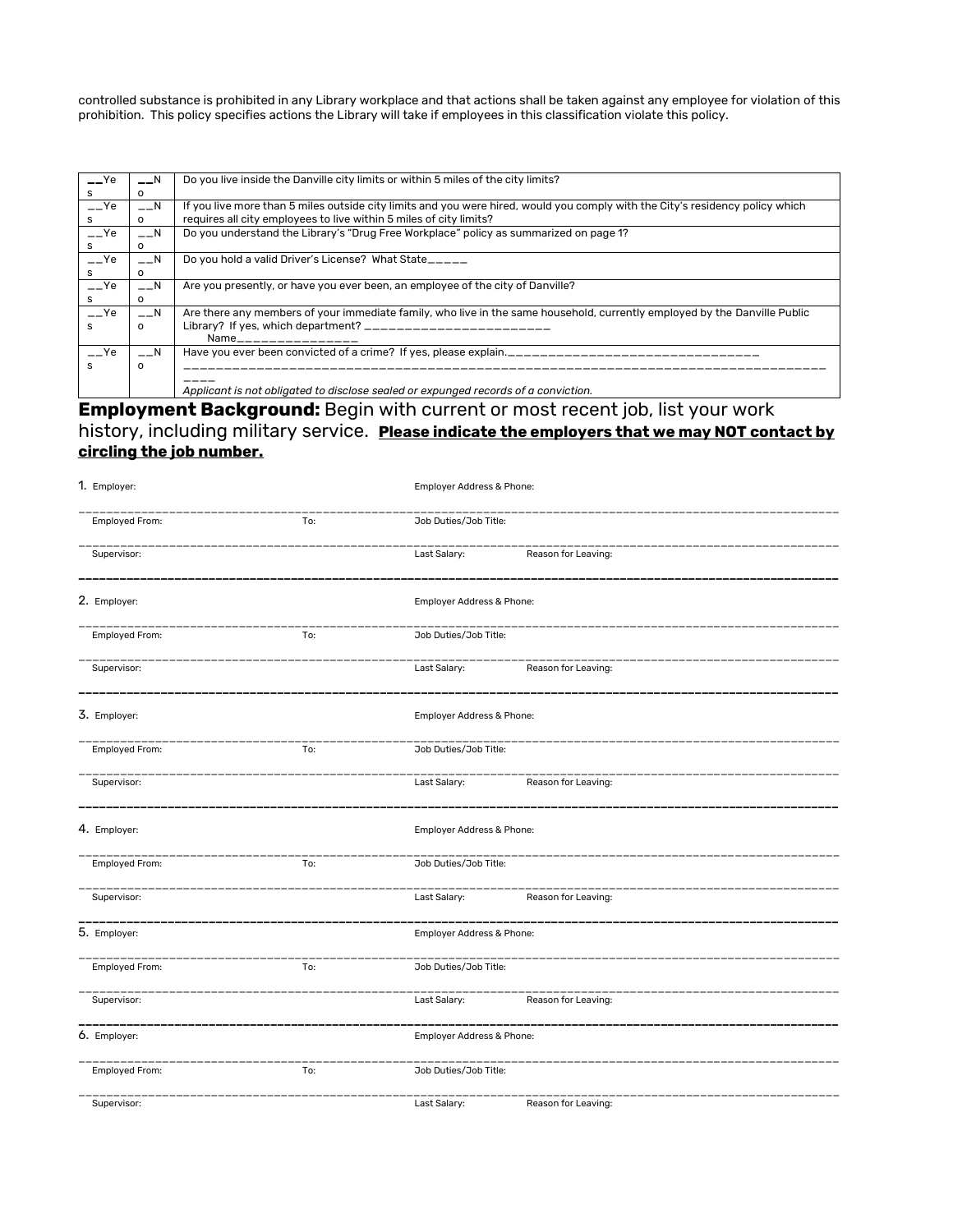controlled substance is prohibited in any Library workplace and that actions shall be taken against any employee for violation of this prohibition. This policy specifies actions the Library will take if employees in this classification violate this policy.

| __Yes | __No | Do you live inside the Danville city limits or within 5 miles of the city limits? |
|---|---|---|
| __Yes | __No | If you live more than 5 miles outside city limits and you were hired, would you comply with the City's residency policy which requires all city employees to live within 5 miles of city limits? |
| __Yes | __No | Do you understand the Library's "Drug Free Workplace" policy as summarized on page 1? |
| __Yes | __No | Do you hold a valid Driver's License? What State_____ |
| __Yes | __No | Are you presently, or have you ever been, an employee of the city of Danville? |
| __Yes | __No | Are there any members of your immediate family, who live in the same household, currently employed by the Danville Public Library? If yes, which department? ________________________ Name_______________ |
| __Yes | __No | Have you ever been convicted of a crime? If yes, please explain.________________________________ ____ *Applicant is not obligated to disclose sealed or expunged records of a conviction.* |

**Employment Background:** Begin with current or most recent job, list your work history, including military service. **Please indicate the employers that we may NOT contact by circling the job number.**

1. Employer: Employer Address & Phone:

Employed From: To: Job Duties/Job Title:

Supervisor: Last Salary: Reason for Leaving:

2. Employer: Employer Address & Phone:

Employed From: To: Job Duties/Job Title:

Supervisor: Last Salary: Reason for Leaving:

3. Employer: Employer Address & Phone:

Employed From: To: Job Duties/Job Title:

Supervisor: Last Salary: Reason for Leaving:

4. Employer: Employer Address & Phone:

Employed From: To: Job Duties/Job Title:

Supervisor: Last Salary: Reason for Leaving:

5. Employer: Employer Address & Phone:

Employed From: To: Job Duties/Job Title:

Supervisor: Last Salary: Reason for Leaving:

6. Employer: Employer Address & Phone:

Employed From: To: Job Duties/Job Title:

Supervisor: Last Salary: Reason for Leaving: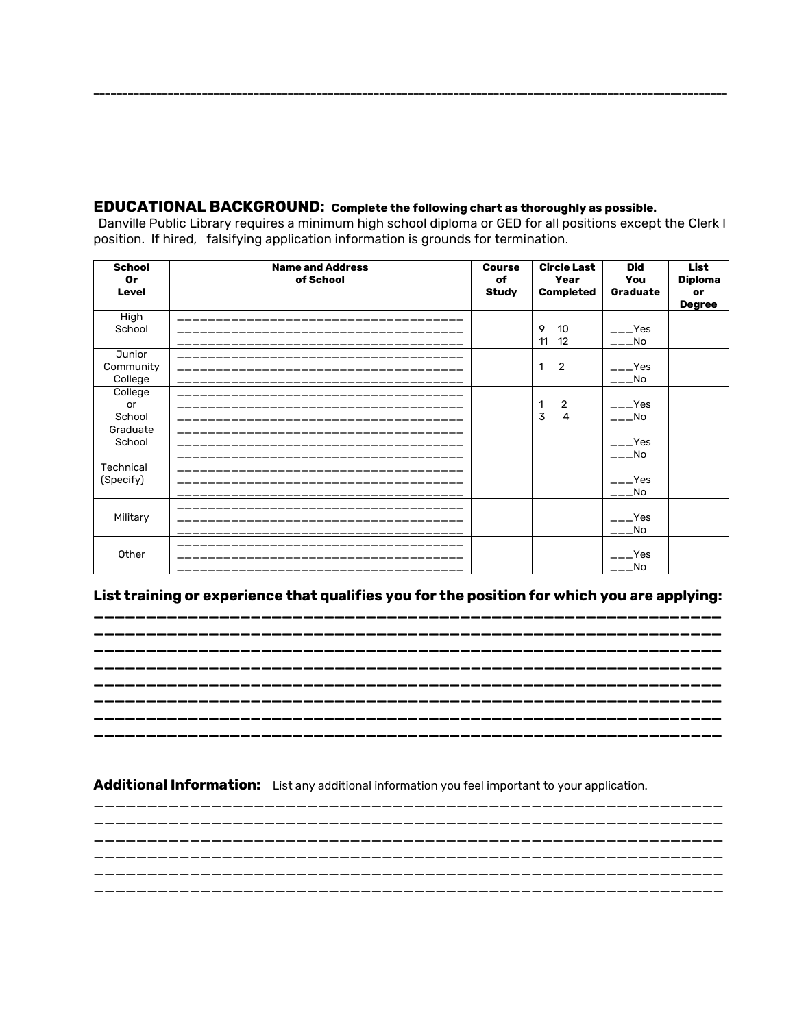---

## EDUCATIONAL BACKGROUND: **Complete the following chart as thoroughly as possible.**

Danville Public Library requires a minimum high school diploma or GED for all positions except the Clerk I position. If hired, falsifying application information is grounds for termination.

| School Or Level | Name and Address of School | Course of Study | Circle Last Year Completed | Did You Graduate | List Diploma or Degree |
|---|---|---|---|---|---|
| High School | ______________________________________ ______________________________________ ______________________________________ | | 9 10 11 12 | ___Yes ___No | |
| Junior Community College | ______________________________________ ______________________________________ ______________________________________ | | 1 2 | ___Yes ___No | |
| College or School | ______________________________________ ______________________________________ ______________________________________ | | 1 2 3 4 | ___Yes ___No | |
| Graduate School | ______________________________________ ______________________________________ ______________________________________ | | | ___Yes ___No | |
| Technical (Specify) | ______________________________________ ______________________________________ ______________________________________ | | | ___Yes ___No | |
| Military | ______________________________________ ______________________________________ ______________________________________ | | | ___Yes ___No | |
| Other | ______________________________________ ______________________________________ ______________________________________ | | | ___Yes ___No | |

### List training or experience that qualifies you for the position for which you are applying:

________________________________________________________________
________________________________________________________________
________________________________________________________________
________________________________________________________________
________________________________________________________________
________________________________________________________________
________________________________________________________________
________________________________________________________________

**Additional Information:** List any additional information you feel important to your application.

________________________________________________________________
________________________________________________________________
________________________________________________________________
________________________________________________________________
________________________________________________________________
________________________________________________________________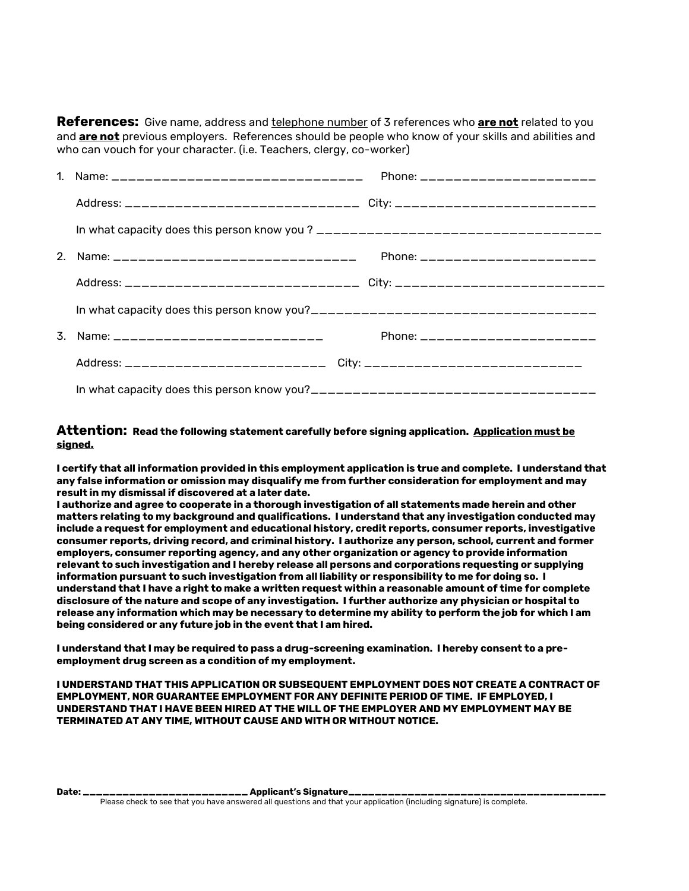**References:** Give name, address and telephone number of 3 references who **are not** related to you and **are not** previous employers. References should be people who know of your skills and abilities and who can vouch for your character. (i.e. Teachers, clergy, co-worker)

1. Name: ________________________________ Phone: ______________________

   Address: ______________________________ City: _________________________

   In what capacity does this person know you ? _____________________________________

2. Name: ______________________________ Phone: ______________________

   Address: ______________________________ City: __________________________

   In what capacity does this person know you?___________________________________

3. Name: ___________________________ Phone: ______________________

   Address: ___________________________ City: ___________________________

   In what capacity does this person know you?___________________________________

**Attention:** **Read the following statement carefully before signing application. Application must be signed.**

**I certify that all information provided in this employment application is true and complete. I understand that any false information or omission may disqualify me from further consideration for employment and may result in my dismissal if discovered at a later date.**
**I authorize and agree to cooperate in a thorough investigation of all statements made herein and other matters relating to my background and qualifications. I understand that any investigation conducted may include a request for employment and educational history, credit reports, consumer reports, investigative consumer reports, driving record, and criminal history. I authorize any person, school, current and former employers, consumer reporting agency, and any other organization or agency to provide information relevant to such investigation and I hereby release all persons and corporations requesting or supplying information pursuant to such investigation from all liability or responsibility to me for doing so. I understand that I have a right to make a written request within a reasonable amount of time for complete disclosure of the nature and scope of any investigation. I further authorize any physician or hospital to release any information which may be necessary to determine my ability to perform the job for which I am being considered or any future job in the event that I am hired.**

**I understand that I may be required to pass a drug-screening examination. I hereby consent to a pre-employment drug screen as a condition of my employment.**

**I UNDERSTAND THAT THIS APPLICATION OR SUBSEQUENT EMPLOYMENT DOES NOT CREATE A CONTRACT OF EMPLOYMENT, NOR GUARANTEE EMPLOYMENT FOR ANY DEFINITE PERIOD OF TIME. IF EMPLOYED, I UNDERSTAND THAT I HAVE BEEN HIRED AT THE WILL OF THE EMPLOYER AND MY EMPLOYMENT MAY BE TERMINATED AT ANY TIME, WITHOUT CAUSE AND WITH OR WITHOUT NOTICE.**

**Date:** ___________________________ **Applicant's Signature**__________________________________________

Please check to see that you have answered all questions and that your application (including signature) is complete.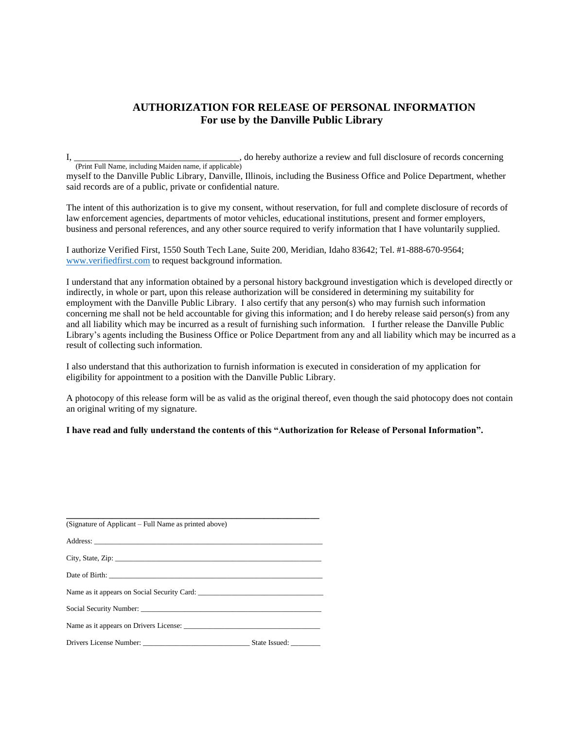# AUTHORIZATION FOR RELEASE OF PERSONAL INFORMATION
## For use by the Danville Public Library

I, ___________________________________, do hereby authorize a review and full disclosure of records concerning
(Print Full Name, including Maiden name, if applicable)
myself to the Danville Public Library, Danville, Illinois, including the Business Office and Police Department, whether said records are of a public, private or confidential nature.

The intent of this authorization is to give my consent, without reservation, for full and complete disclosure of records of law enforcement agencies, departments of motor vehicles, educational institutions, present and former employers, business and personal references, and any other source required to verify information that I have voluntarily supplied.

I authorize Verified First, 1550 South Tech Lane, Suite 200, Meridian, Idaho 83642; Tel. #1-888-670-9564; www.verifiedfirst.com to request background information.

I understand that any information obtained by a personal history background investigation which is developed directly or indirectly, in whole or part, upon this release authorization will be considered in determining my suitability for employment with the Danville Public Library. I also certify that any person(s) who may furnish such information concerning me shall not be held accountable for giving this information; and I do hereby release said person(s) from any and all liability which may be incurred as a result of furnishing such information. I further release the Danville Public Library's agents including the Business Office or Police Department from any and all liability which may be incurred as a result of collecting such information.

I also understand that this authorization to furnish information is executed in consideration of my application for eligibility for appointment to a position with the Danville Public Library.

A photocopy of this release form will be as valid as the original thereof, even though the said photocopy does not contain an original writing of my signature.

**I have read and fully understand the contents of this "Authorization for Release of Personal Information".**

_____________________________________________________________
(Signature of Applicant – Full Name as printed above)

Address: _____________________________________________________________

City, State, Zip: _______________________________________________________

Date of Birth: _________________________________________________________

Name as it appears on Social Security Card: ________________________________

Social Security Number: ________________________________________________

Name as it appears on Drivers License: ____________________________________

Drivers License Number: ___________________________ State Issued: ________